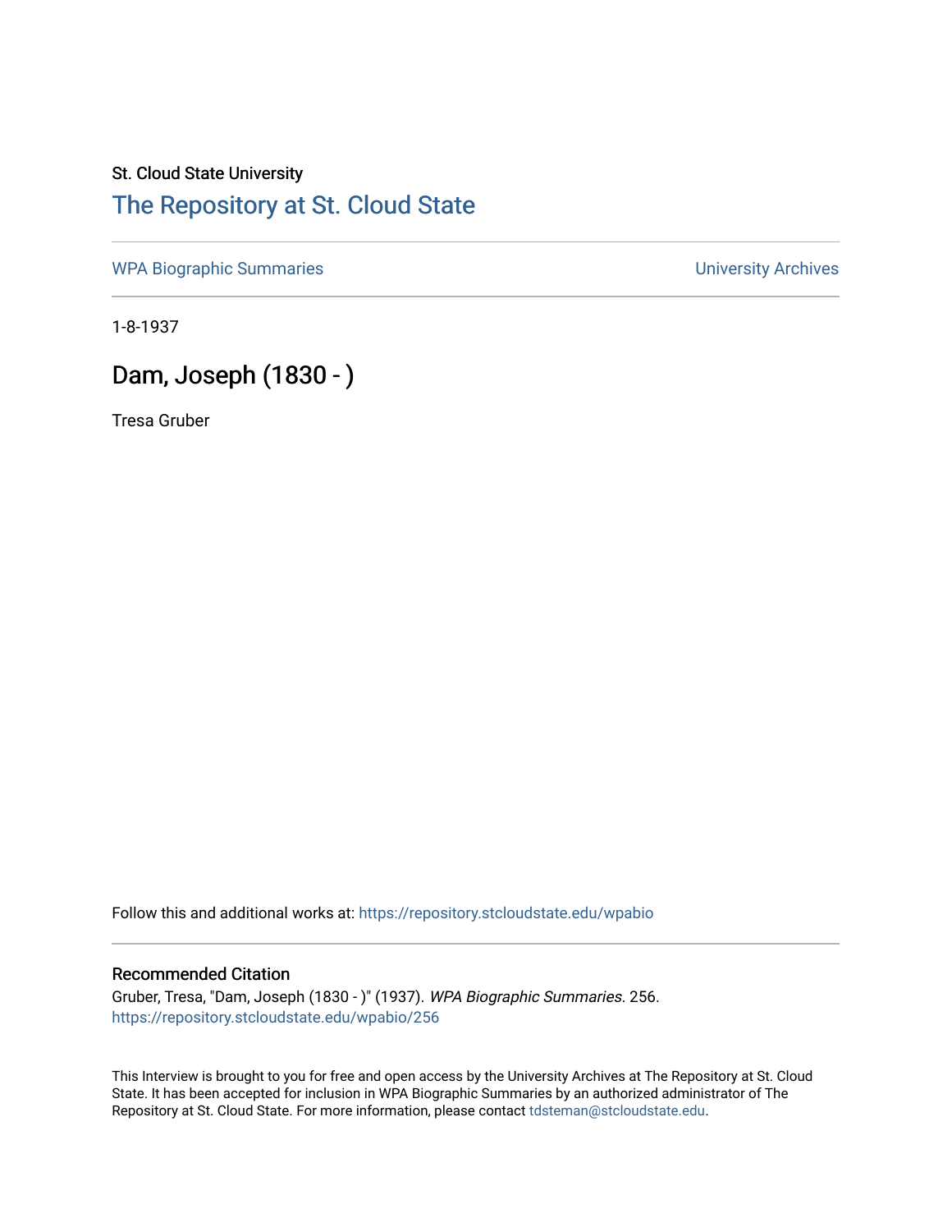St. Cloud State University

# The Repository at St. Cloud State

WPA Biographic Summaries

University Archives

1-8-1937

## Dam, Joseph (1830 - )

Tresa Gruber

Follow this and additional works at: https://repository.stcloudstate.edu/wpabio

### Recommended Citation

Gruber, Tresa, "Dam, Joseph (1830 - )" (1937). *WPA Biographic Summaries*. 256.
https://repository.stcloudstate.edu/wpabio/256

This Interview is brought to you for free and open access by the University Archives at The Repository at St. Cloud State. It has been accepted for inclusion in WPA Biographic Summaries by an authorized administrator of The Repository at St. Cloud State. For more information, please contact tdsteman@stcloudstate.edu.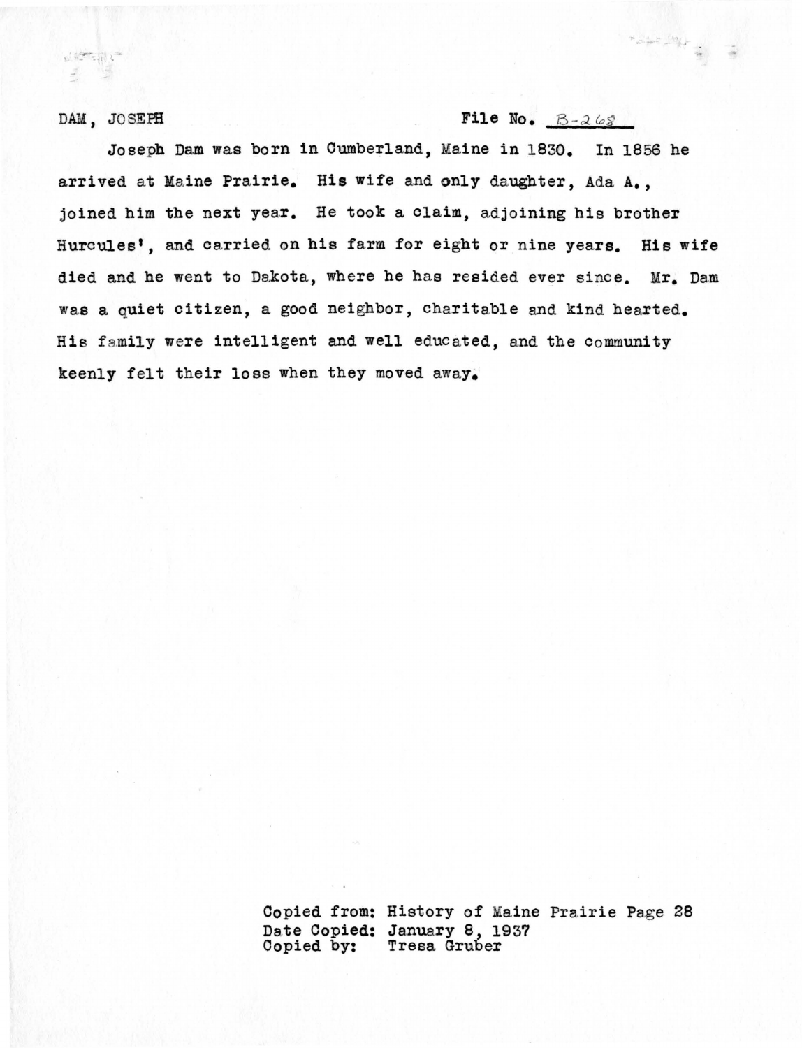DAM, JOSEPH File No. B-268

Joseph Dam was born in Cumberland, Maine in 1830. In 1856 he arrived at Maine Prairie. His wife and only daughter, Ada A., joined him the next year. He took a claim, adjoining his brother Hurcules', and carried on his farm for eight or nine years. His wife died and he went to Dakota, where he has resided ever since. Mr. Dam was a quiet citizen, a good neighbor, charitable and kind hearted. His family were intelligent and well educated, and the community keenly felt their loss when they moved away.

Copied from: History of Maine Prairie Page 28
Date Copied: January 8, 1937
Copied by: Tresa Gruber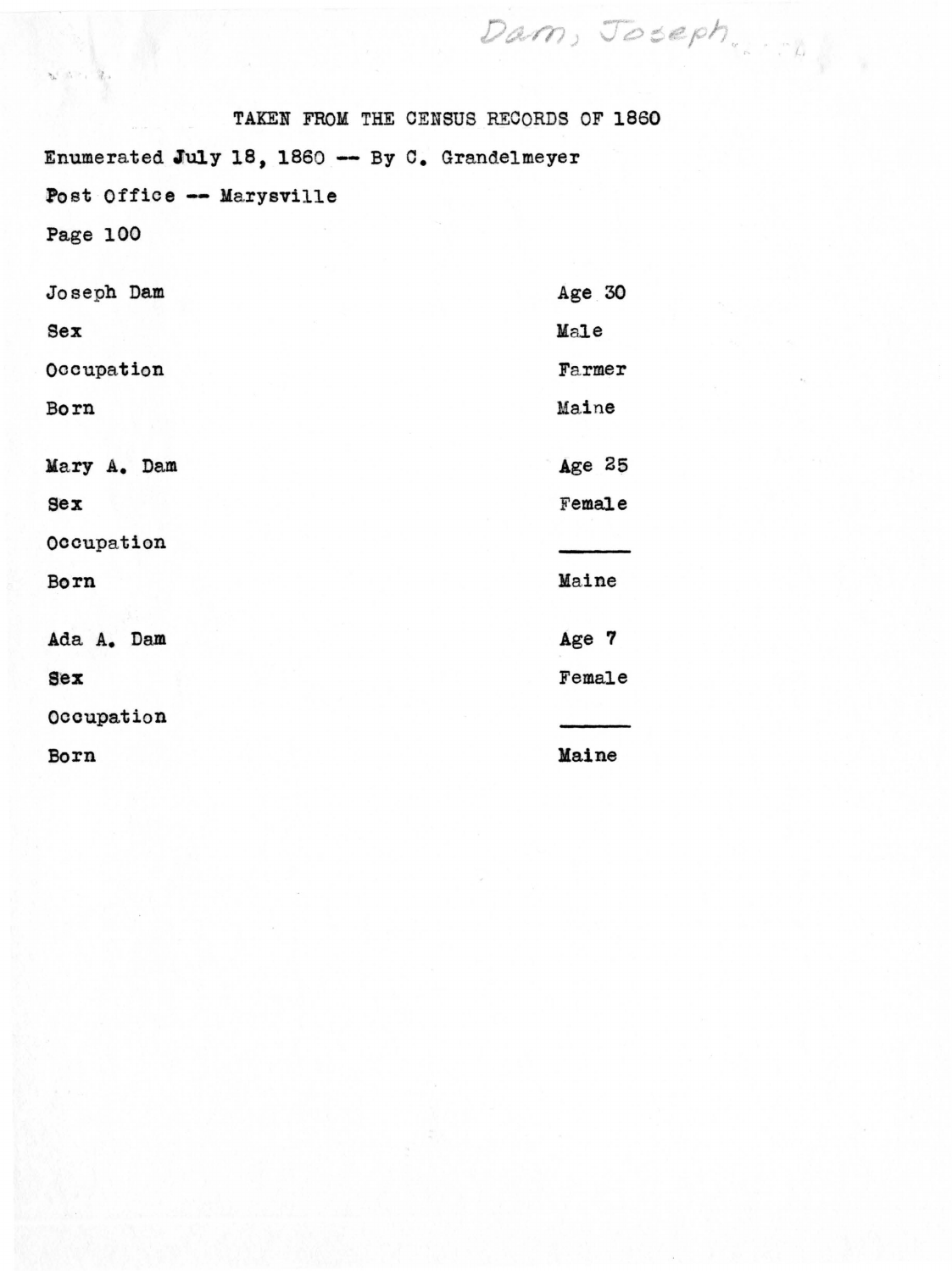Dam, Joseph

TAKEN FROM THE CENSUS RECORDS OF 1860

Enumerated July 18, 1860 -- By C. Grandelmeyer

Post Office -- Marysville

Page 100

| | |
|---|---|
| Joseph Dam | Age 30 |
| Sex | Male |
| Occupation | Farmer |
| Born | Maine |
| | |
| Mary A. Dam | Age 25 |
| Sex | Female |
| Occupation | ______ |
| Born | Maine |
| | |
| Ada A. Dam | Age 7 |
| Sex | Female |
| Occupation | ______ |
| Born | Maine |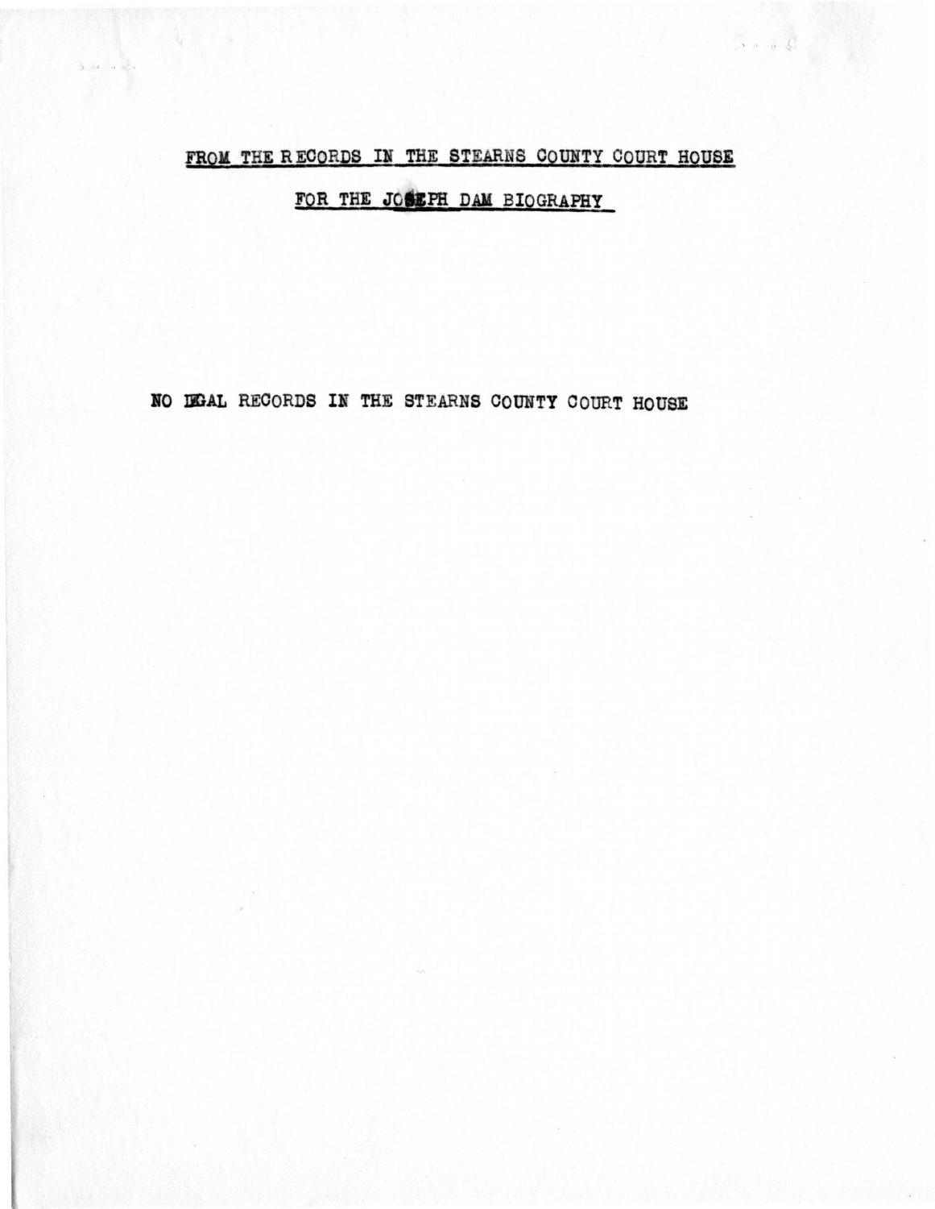FROM THE RECORDS IN THE STEARNS COUNTY COURT HOUSE

FOR THE JOSEPH DAM BIOGRAPHY

NO LEGAL RECORDS IN THE STEARNS COUNTY COURT HOUSE